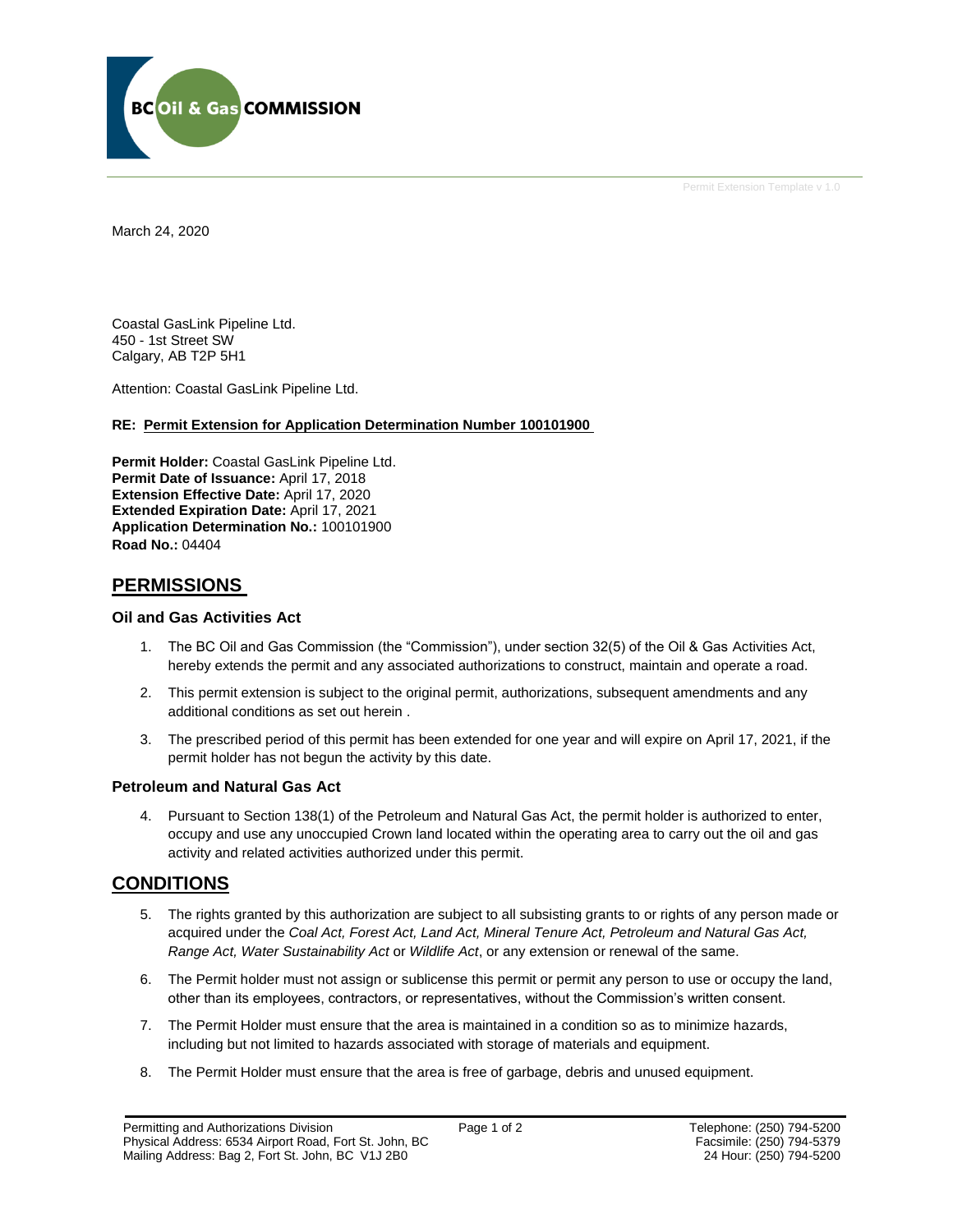BC Oil & Gas COMMISSION

Permit Extension Template v 1.0

March 24, 2020

Coastal GasLink Pipeline Ltd.
450 - 1st Street SW
Calgary, AB T2P 5H1

Attention: Coastal GasLink Pipeline Ltd.

**RE: Permit Extension for Application Determination Number 100101900**

**Permit Holder:** Coastal GasLink Pipeline Ltd.
**Permit Date of Issuance:** April 17, 2018
**Extension Effective Date:** April 17, 2020
**Extended Expiration Date:** April 17, 2021
**Application Determination No.:** 100101900
**Road No.:** 04404

## PERMISSIONS

### Oil and Gas Activities Act

1. The BC Oil and Gas Commission (the "Commission"), under section 32(5) of the Oil & Gas Activities Act, hereby extends the permit and any associated authorizations to construct, maintain and operate a road.
2. This permit extension is subject to the original permit, authorizations, subsequent amendments and any additional conditions as set out herein .
3. The prescribed period of this permit has been extended for one year and will expire on April 17, 2021, if the permit holder has not begun the activity by this date.

### Petroleum and Natural Gas Act

4. Pursuant to Section 138(1) of the Petroleum and Natural Gas Act, the permit holder is authorized to enter, occupy and use any unoccupied Crown land located within the operating area to carry out the oil and gas activity and related activities authorized under this permit.

## CONDITIONS

5. The rights granted by this authorization are subject to all subsisting grants to or rights of any person made or acquired under the *Coal Act, Forest Act, Land Act, Mineral Tenure Act, Petroleum and Natural Gas Act, Range Act, Water Sustainability Act* or *Wildlife Act*, or any extension or renewal of the same.
6. The Permit holder must not assign or sublicense this permit or permit any person to use or occupy the land, other than its employees, contractors, or representatives, without the Commission's written consent.
7. The Permit Holder must ensure that the area is maintained in a condition so as to minimize hazards, including but not limited to hazards associated with storage of materials and equipment.
8. The Permit Holder must ensure that the area is free of garbage, debris and unused equipment.

Permitting and Authorizations Division
Physical Address: 6534 Airport Road, Fort St. John, BC
Mailing Address: Bag 2, Fort St. John, BC V1J 2B0

Telephone: (250) 794-5200
Facsimile: (250) 794-5379
24 Hour: (250) 794-5200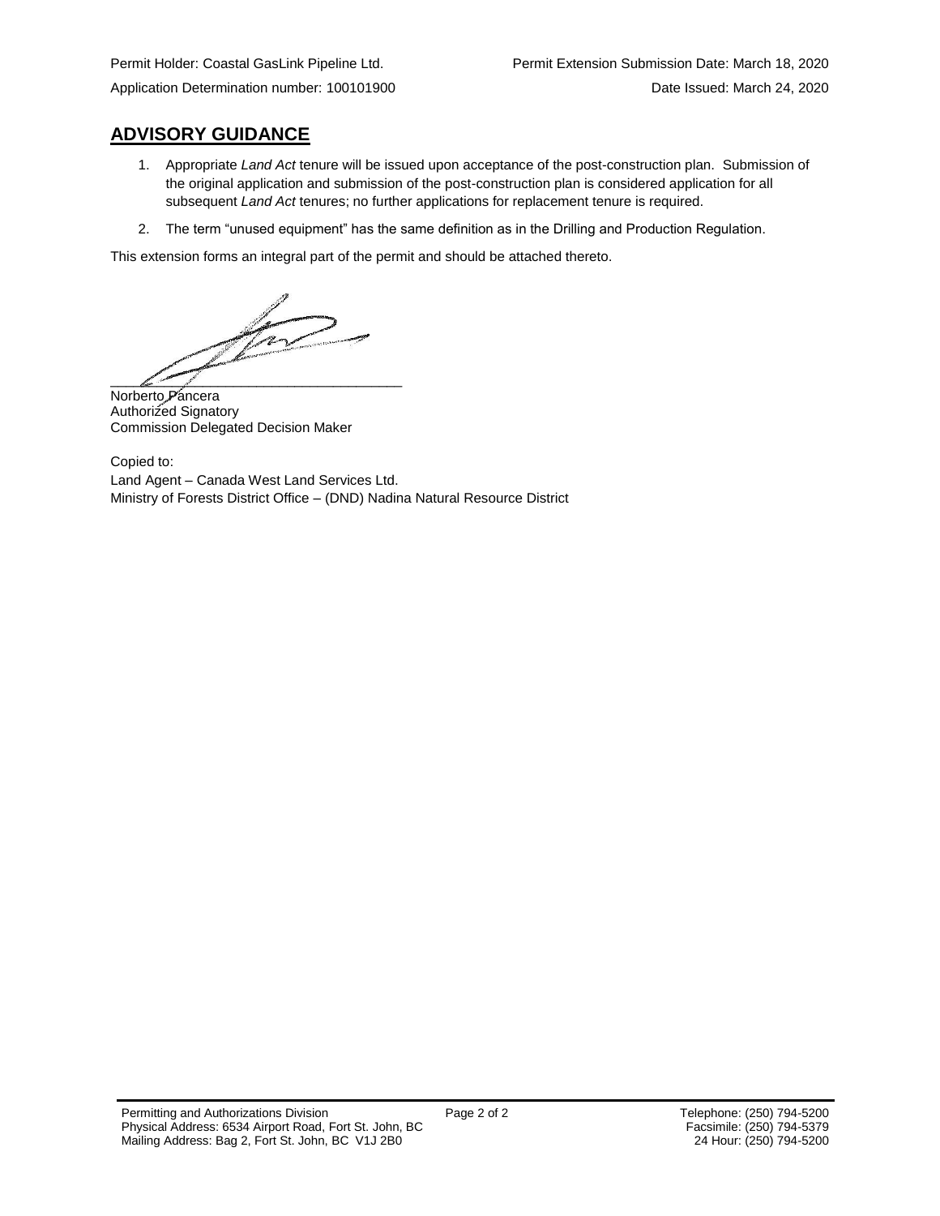Permit Holder: Coastal GasLink Pipeline Ltd.
Application Determination number: 100101900

Permit Extension Submission Date: March 18, 2020
Date Issued: March 24, 2020

## ADVISORY GUIDANCE

1. Appropriate *Land Act* tenure will be issued upon acceptance of the post-construction plan. Submission of the original application and submission of the post-construction plan is considered application for all subsequent *Land Act* tenures; no further applications for replacement tenure is required.
2. The term "unused equipment" has the same definition as in the Drilling and Production Regulation.

This extension forms an integral part of the permit and should be attached thereto.

Norberto Pancera
Authorized Signatory
Commission Delegated Decision Maker

Copied to:
Land Agent – Canada West Land Services Ltd.
Ministry of Forests District Office – (DND) Nadina Natural Resource District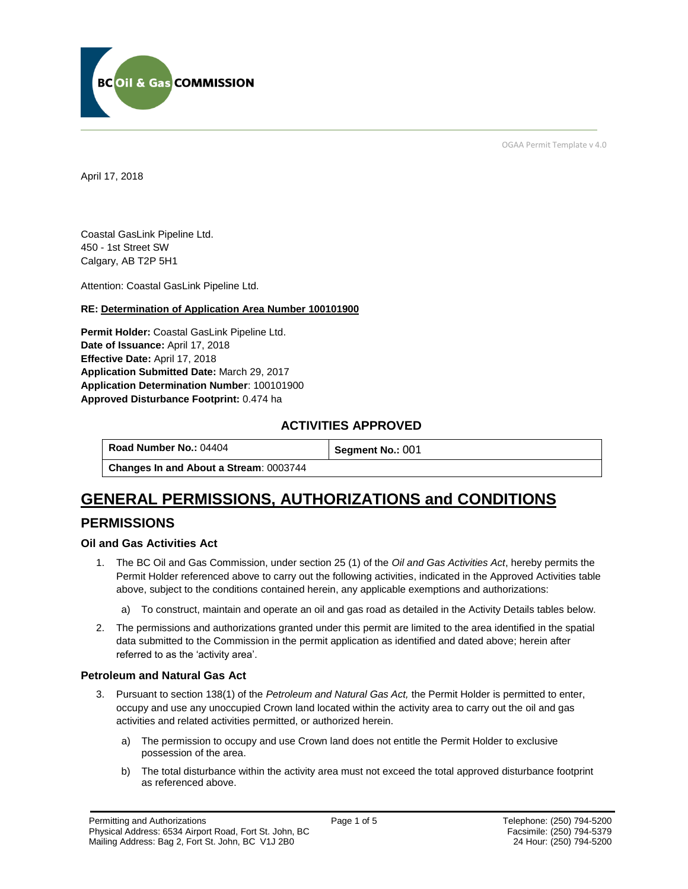OGAA Permit Template v 4.0

April 17, 2018

Coastal GasLink Pipeline Ltd.
450 - 1st Street SW
Calgary, AB T2P 5H1

Attention: Coastal GasLink Pipeline Ltd.

**RE: Determination of Application Area Number 100101900**

**Permit Holder:** Coastal GasLink Pipeline Ltd.
**Date of Issuance:** April 17, 2018
**Effective Date:** April 17, 2018
**Application Submitted Date:** March 29, 2017
**Application Determination Number**: 100101900
**Approved Disturbance Footprint:** 0.474 ha

### ACTIVITIES APPROVED

| **Road Number No.:** 04404 | **Segment No.:** 001 |
|---|---|
| **Changes In and About a Stream**: 0003744 | |

# GENERAL PERMISSIONS, AUTHORIZATIONS and CONDITIONS

## PERMISSIONS

### Oil and Gas Activities Act

1. The BC Oil and Gas Commission, under section 25 (1) of the *Oil and Gas Activities Act*, hereby permits the Permit Holder referenced above to carry out the following activities, indicated in the Approved Activities table above, subject to the conditions contained herein, any applicable exemptions and authorizations:

   a) To construct, maintain and operate an oil and gas road as detailed in the Activity Details tables below.

2. The permissions and authorizations granted under this permit are limited to the area identified in the spatial data submitted to the Commission in the permit application as identified and dated above; herein after referred to as the 'activity area'.

### Petroleum and Natural Gas Act

3. Pursuant to section 138(1) of the *Petroleum and Natural Gas Act,* the Permit Holder is permitted to enter, occupy and use any unoccupied Crown land located within the activity area to carry out the oil and gas activities and related activities permitted, or authorized herein.

   a) The permission to occupy and use Crown land does not entitle the Permit Holder to exclusive possession of the area.

   b) The total disturbance within the activity area must not exceed the total approved disturbance footprint as referenced above.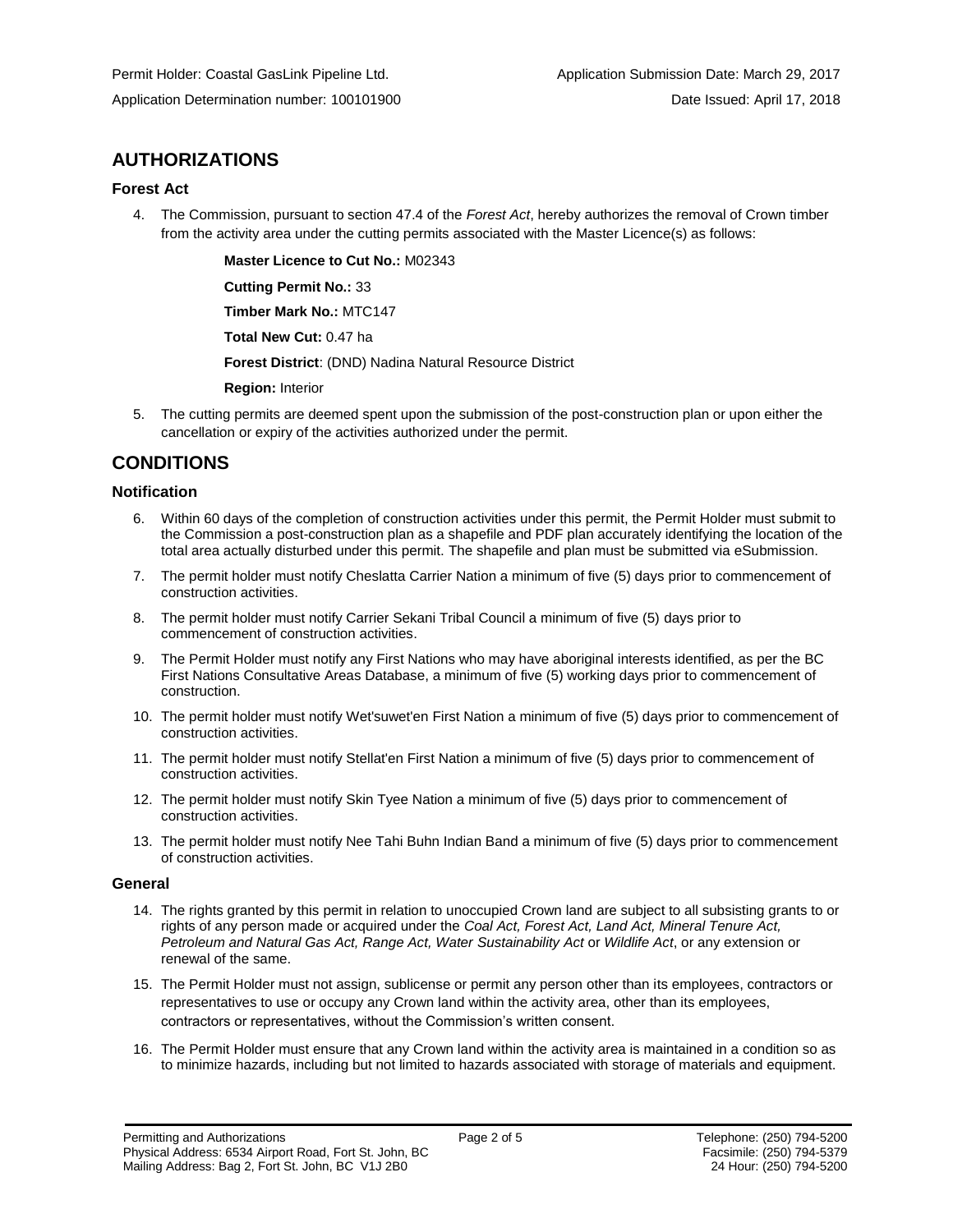Permit Holder: Coastal GasLink Pipeline Ltd.  
Application Determination number: 100101900

Application Submission Date: March 29, 2017  
Date Issued: April 17, 2018

## AUTHORIZATIONS

### Forest Act

4. The Commission, pursuant to section 47.4 of the *Forest Act*, hereby authorizes the removal of Crown timber from the activity area under the cutting permits associated with the Master Licence(s) as follows:

   **Master Licence to Cut No.:** M02343

   **Cutting Permit No.:** 33

   **Timber Mark No.:** MTC147

   **Total New Cut:** 0.47 ha

   **Forest District**: (DND) Nadina Natural Resource District

   **Region:** Interior

5. The cutting permits are deemed spent upon the submission of the post-construction plan or upon either the cancellation or expiry of the activities authorized under the permit.

## CONDITIONS

### Notification

6. Within 60 days of the completion of construction activities under this permit, the Permit Holder must submit to the Commission a post-construction plan as a shapefile and PDF plan accurately identifying the location of the total area actually disturbed under this permit. The shapefile and plan must be submitted via eSubmission.
7. The permit holder must notify Cheslatta Carrier Nation a minimum of five (5) days prior to commencement of construction activities.
8. The permit holder must notify Carrier Sekani Tribal Council a minimum of five (5) days prior to commencement of construction activities.
9. The Permit Holder must notify any First Nations who may have aboriginal interests identified, as per the BC First Nations Consultative Areas Database, a minimum of five (5) working days prior to commencement of construction.
10. The permit holder must notify Wet'suwet'en First Nation a minimum of five (5) days prior to commencement of construction activities.
11. The permit holder must notify Stellat'en First Nation a minimum of five (5) days prior to commencement of construction activities.
12. The permit holder must notify Skin Tyee Nation a minimum of five (5) days prior to commencement of construction activities.
13. The permit holder must notify Nee Tahi Buhn Indian Band a minimum of five (5) days prior to commencement of construction activities.

### General

14. The rights granted by this permit in relation to unoccupied Crown land are subject to all subsisting grants to or rights of any person made or acquired under the *Coal Act, Forest Act, Land Act, Mineral Tenure Act, Petroleum and Natural Gas Act, Range Act, Water Sustainability Act* or *Wildlife Act*, or any extension or renewal of the same.
15. The Permit Holder must not assign, sublicense or permit any person other than its employees, contractors or representatives to use or occupy any Crown land within the activity area, other than its employees, contractors or representatives, without the Commission's written consent.
16. The Permit Holder must ensure that any Crown land within the activity area is maintained in a condition so as to minimize hazards, including but not limited to hazards associated with storage of materials and equipment.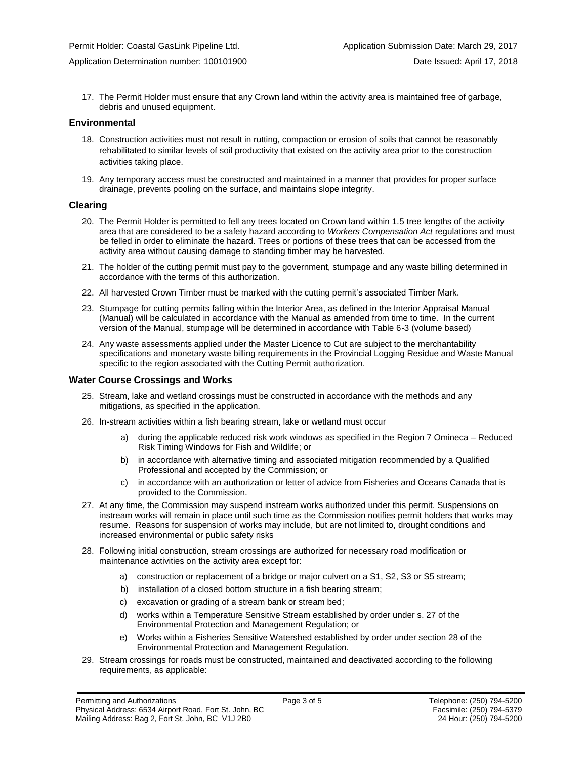17. The Permit Holder must ensure that any Crown land within the activity area is maintained free of garbage, debris and unused equipment.

## Environmental

18. Construction activities must not result in rutting, compaction or erosion of soils that cannot be reasonably rehabilitated to similar levels of soil productivity that existed on the activity area prior to the construction activities taking place.

19. Any temporary access must be constructed and maintained in a manner that provides for proper surface drainage, prevents pooling on the surface, and maintains slope integrity.

## Clearing

20. The Permit Holder is permitted to fell any trees located on Crown land within 1.5 tree lengths of the activity area that are considered to be a safety hazard according to *Workers Compensation Act* regulations and must be felled in order to eliminate the hazard. Trees or portions of these trees that can be accessed from the activity area without causing damage to standing timber may be harvested.

21. The holder of the cutting permit must pay to the government, stumpage and any waste billing determined in accordance with the terms of this authorization.

22. All harvested Crown Timber must be marked with the cutting permit's associated Timber Mark.

23. Stumpage for cutting permits falling within the Interior Area, as defined in the Interior Appraisal Manual (Manual) will be calculated in accordance with the Manual as amended from time to time. In the current version of the Manual, stumpage will be determined in accordance with Table 6-3 (volume based)

24. Any waste assessments applied under the Master Licence to Cut are subject to the merchantability specifications and monetary waste billing requirements in the Provincial Logging Residue and Waste Manual specific to the region associated with the Cutting Permit authorization.

## Water Course Crossings and Works

25. Stream, lake and wetland crossings must be constructed in accordance with the methods and any mitigations, as specified in the application.

26. In-stream activities within a fish bearing stream, lake or wetland must occur
    a) during the applicable reduced risk work windows as specified in the Region 7 Omineca – Reduced Risk Timing Windows for Fish and Wildlife; or
    b) in accordance with alternative timing and associated mitigation recommended by a Qualified Professional and accepted by the Commission; or
    c) in accordance with an authorization or letter of advice from Fisheries and Oceans Canada that is provided to the Commission.

27. At any time, the Commission may suspend instream works authorized under this permit. Suspensions on instream works will remain in place until such time as the Commission notifies permit holders that works may resume. Reasons for suspension of works may include, but are not limited to, drought conditions and increased environmental or public safety risks

28. Following initial construction, stream crossings are authorized for necessary road modification or maintenance activities on the activity area except for:
    a) construction or replacement of a bridge or major culvert on a S1, S2, S3 or S5 stream;
    b) installation of a closed bottom structure in a fish bearing stream;
    c) excavation or grading of a stream bank or stream bed;
    d) works within a Temperature Sensitive Stream established by order under s. 27 of the Environmental Protection and Management Regulation; or
    e) Works within a Fisheries Sensitive Watershed established by order under section 28 of the Environmental Protection and Management Regulation.

29. Stream crossings for roads must be constructed, maintained and deactivated according to the following requirements, as applicable: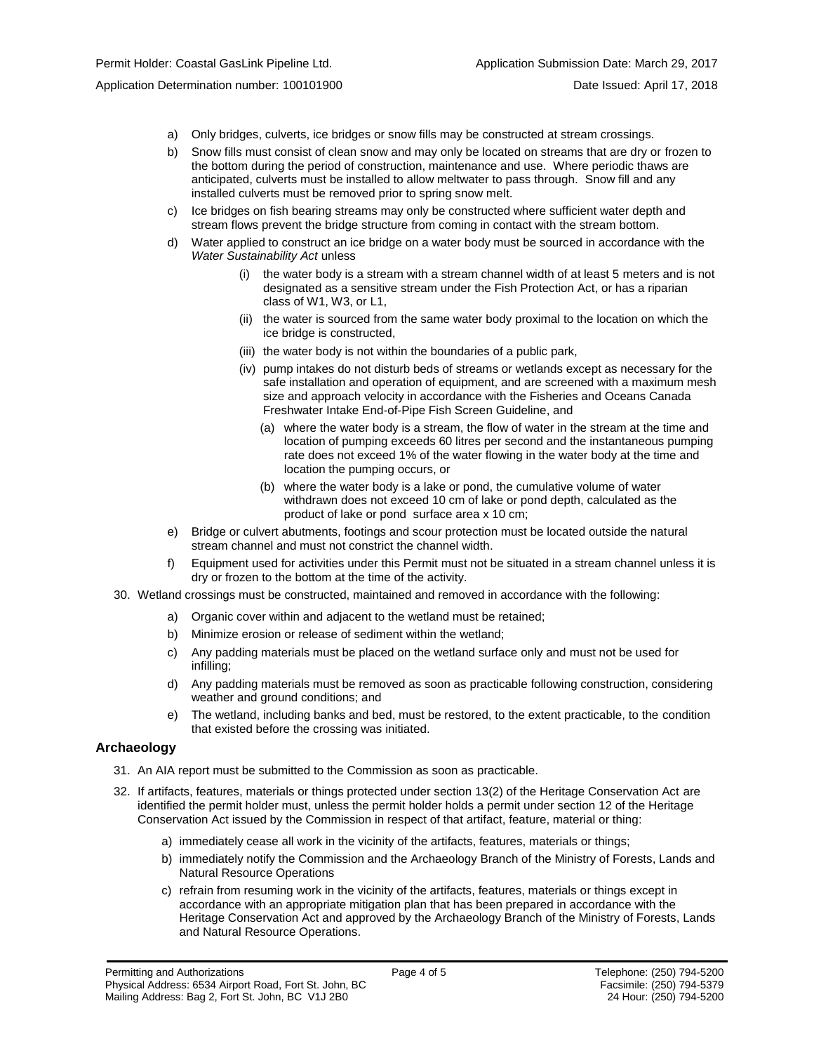a) Only bridges, culverts, ice bridges or snow fills may be constructed at stream crossings.

b) Snow fills must consist of clean snow and may only be located on streams that are dry or frozen to the bottom during the period of construction, maintenance and use. Where periodic thaws are anticipated, culverts must be installed to allow meltwater to pass through. Snow fill and any installed culverts must be removed prior to spring snow melt.

c) Ice bridges on fish bearing streams may only be constructed where sufficient water depth and stream flows prevent the bridge structure from coming in contact with the stream bottom.

d) Water applied to construct an ice bridge on a water body must be sourced in accordance with the *Water Sustainability Act* unless

   (i) the water body is a stream with a stream channel width of at least 5 meters and is not designated as a sensitive stream under the Fish Protection Act, or has a riparian class of W1, W3, or L1,

   (ii) the water is sourced from the same water body proximal to the location on which the ice bridge is constructed,

   (iii) the water body is not within the boundaries of a public park,

   (iv) pump intakes do not disturb beds of streams or wetlands except as necessary for the safe installation and operation of equipment, and are screened with a maximum mesh size and approach velocity in accordance with the Fisheries and Oceans Canada Freshwater Intake End-of-Pipe Fish Screen Guideline, and

      (a) where the water body is a stream, the flow of water in the stream at the time and location of pumping exceeds 60 litres per second and the instantaneous pumping rate does not exceed 1% of the water flowing in the water body at the time and location the pumping occurs, or

      (b) where the water body is a lake or pond, the cumulative volume of water withdrawn does not exceed 10 cm of lake or pond depth, calculated as the product of lake or pond surface area x 10 cm;

e) Bridge or culvert abutments, footings and scour protection must be located outside the natural stream channel and must not constrict the channel width.

f) Equipment used for activities under this Permit must not be situated in a stream channel unless it is dry or frozen to the bottom at the time of the activity.

30. Wetland crossings must be constructed, maintained and removed in accordance with the following:

   a) Organic cover within and adjacent to the wetland must be retained;

   b) Minimize erosion or release of sediment within the wetland;

   c) Any padding materials must be placed on the wetland surface only and must not be used for infilling;

   d) Any padding materials must be removed as soon as practicable following construction, considering weather and ground conditions; and

   e) The wetland, including banks and bed, must be restored, to the extent practicable, to the condition that existed before the crossing was initiated.

### Archaeology

31. An AIA report must be submitted to the Commission as soon as practicable.

32. If artifacts, features, materials or things protected under section 13(2) of the Heritage Conservation Act are identified the permit holder must, unless the permit holder holds a permit under section 12 of the Heritage Conservation Act issued by the Commission in respect of that artifact, feature, material or thing:

   a) immediately cease all work in the vicinity of the artifacts, features, materials or things;

   b) immediately notify the Commission and the Archaeology Branch of the Ministry of Forests, Lands and Natural Resource Operations

   c) refrain from resuming work in the vicinity of the artifacts, features, materials or things except in accordance with an appropriate mitigation plan that has been prepared in accordance with the Heritage Conservation Act and approved by the Archaeology Branch of the Ministry of Forests, Lands and Natural Resource Operations.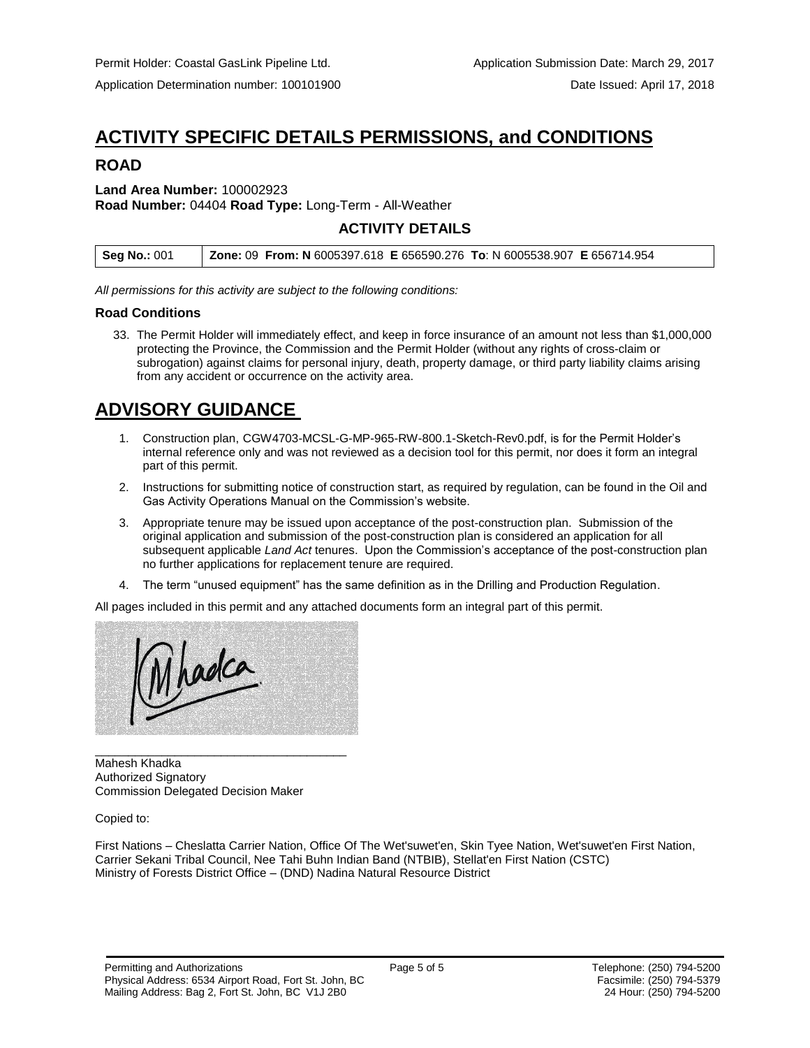Permit Holder: Coastal GasLink Pipeline Ltd.  
Application Determination number: 100101900

Application Submission Date: March 29, 2017  
Date Issued: April 17, 2018

# ACTIVITY SPECIFIC DETAILS PERMISSIONS, and CONDITIONS

## ROAD

**Land Area Number:** 100002923  
**Road Number:** 04404 **Road Type:** Long-Term - All-Weather

### ACTIVITY DETAILS

| | |
|---|---|
| **Seg No.:** 001 | **Zone:** 09 **From: N** 6005397.618 **E** 656590.276 **To**: N 6005538.907 **E** 656714.954 |

*All permissions for this activity are subject to the following conditions:*

### Road Conditions

33. The Permit Holder will immediately effect, and keep in force insurance of an amount not less than $1,000,000 protecting the Province, the Commission and the Permit Holder (without any rights of cross-claim or subrogation) against claims for personal injury, death, property damage, or third party liability claims arising from any accident or occurrence on the activity area.

# ADVISORY GUIDANCE

1. Construction plan, CGW4703-MCSL-G-MP-965-RW-800.1-Sketch-Rev0.pdf, is for the Permit Holder's internal reference only and was not reviewed as a decision tool for this permit, nor does it form an integral part of this permit.
2. Instructions for submitting notice of construction start, as required by regulation, can be found in the Oil and Gas Activity Operations Manual on the Commission's website.
3. Appropriate tenure may be issued upon acceptance of the post-construction plan. Submission of the original application and submission of the post-construction plan is considered an application for all subsequent applicable *Land Act* tenures. Upon the Commission's acceptance of the post-construction plan no further applications for replacement tenure are required.
4. The term "unused equipment" has the same definition as in the Drilling and Production Regulation.

All pages included in this permit and any attached documents form an integral part of this permit.

Mahesh Khadka  
Authorized Signatory  
Commission Delegated Decision Maker

Copied to:

First Nations – Cheslatta Carrier Nation, Office Of The Wet'suwet'en, Skin Tyee Nation, Wet'suwet'en First Nation, Carrier Sekani Tribal Council, Nee Tahi Buhn Indian Band (NTBIB), Stellat'en First Nation (CSTC)  
Ministry of Forests District Office – (DND) Nadina Natural Resource District

Permitting and Authorizations  
Physical Address: 6534 Airport Road, Fort St. John, BC  
Mailing Address: Bag 2, Fort St. John, BC V1J 2B0

Telephone: (250) 794-5200  
Facsimile: (250) 794-5379  
24 Hour: (250) 794-5200